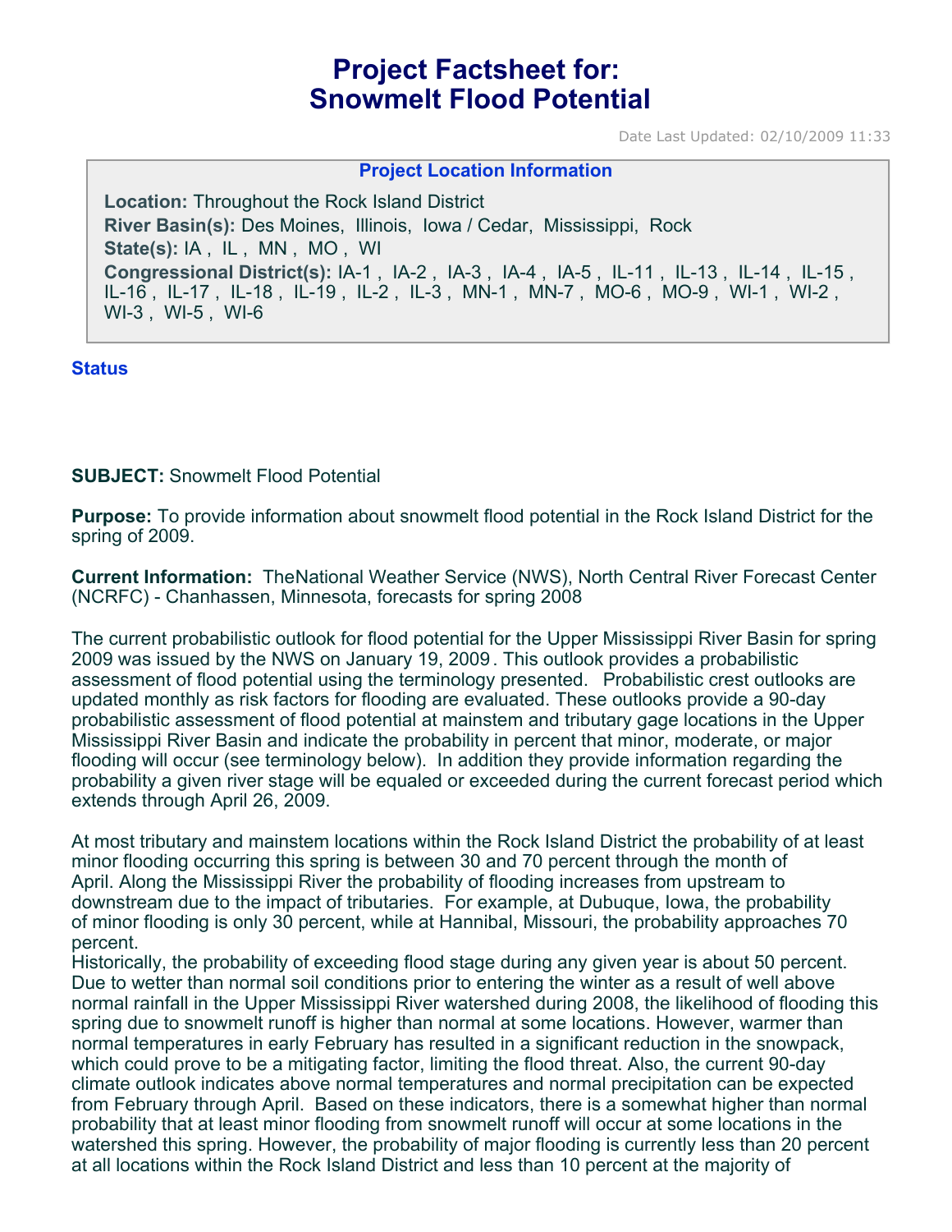# Project Factsheet for: Snowmelt Flood Potential

Date Last Updated: 02/10/2009 11:33

### Project Location Information

**Location:** Throughout the Rock Island District
**River Basin(s):** Des Moines, Illinois, Iowa / Cedar, Mississippi, Rock
**State(s):** IA , IL , MN , MO , WI
**Congressional District(s):** IA-1 , IA-2 , IA-3 , IA-4 , IA-5 , IL-11 , IL-13 , IL-14 , IL-15 , IL-16 , IL-17 , IL-18 , IL-19 , IL-2 , IL-3 , MN-1 , MN-7 , MO-6 , MO-9 , WI-1 , WI-2 , WI-3 , WI-5 , WI-6

## Status

**SUBJECT:** Snowmelt Flood Potential

**Purpose:** To provide information about snowmelt flood potential in the Rock Island District for the spring of 2009.

**Current Information:** TheNational Weather Service (NWS), North Central River Forecast Center (NCRFC) - Chanhassen, Minnesota, forecasts for spring 2008

The current probabilistic outlook for flood potential for the Upper Mississippi River Basin for spring 2009 was issued by the NWS on January 19, 2009. This outlook provides a probabilistic assessment of flood potential using the terminology presented. Probabilistic crest outlooks are updated monthly as risk factors for flooding are evaluated. These outlooks provide a 90-day probabilistic assessment of flood potential at mainstem and tributary gage locations in the Upper Mississippi River Basin and indicate the probability in percent that minor, moderate, or major flooding will occur (see terminology below). In addition they provide information regarding the probability a given river stage will be equaled or exceeded during the current forecast period which extends through April 26, 2009.

At most tributary and mainstem locations within the Rock Island District the probability of at least minor flooding occurring this spring is between 30 and 70 percent through the month of April. Along the Mississippi River the probability of flooding increases from upstream to downstream due to the impact of tributaries. For example, at Dubuque, Iowa, the probability of minor flooding is only 30 percent, while at Hannibal, Missouri, the probability approaches 70 percent.
Historically, the probability of exceeding flood stage during any given year is about 50 percent. Due to wetter than normal soil conditions prior to entering the winter as a result of well above normal rainfall in the Upper Mississippi River watershed during 2008, the likelihood of flooding this spring due to snowmelt runoff is higher than normal at some locations. However, warmer than normal temperatures in early February has resulted in a significant reduction in the snowpack, which could prove to be a mitigating factor, limiting the flood threat. Also, the current 90-day climate outlook indicates above normal temperatures and normal precipitation can be expected from February through April. Based on these indicators, there is a somewhat higher than normal probability that at least minor flooding from snowmelt runoff will occur at some locations in the watershed this spring. However, the probability of major flooding is currently less than 20 percent at all locations within the Rock Island District and less than 10 percent at the majority of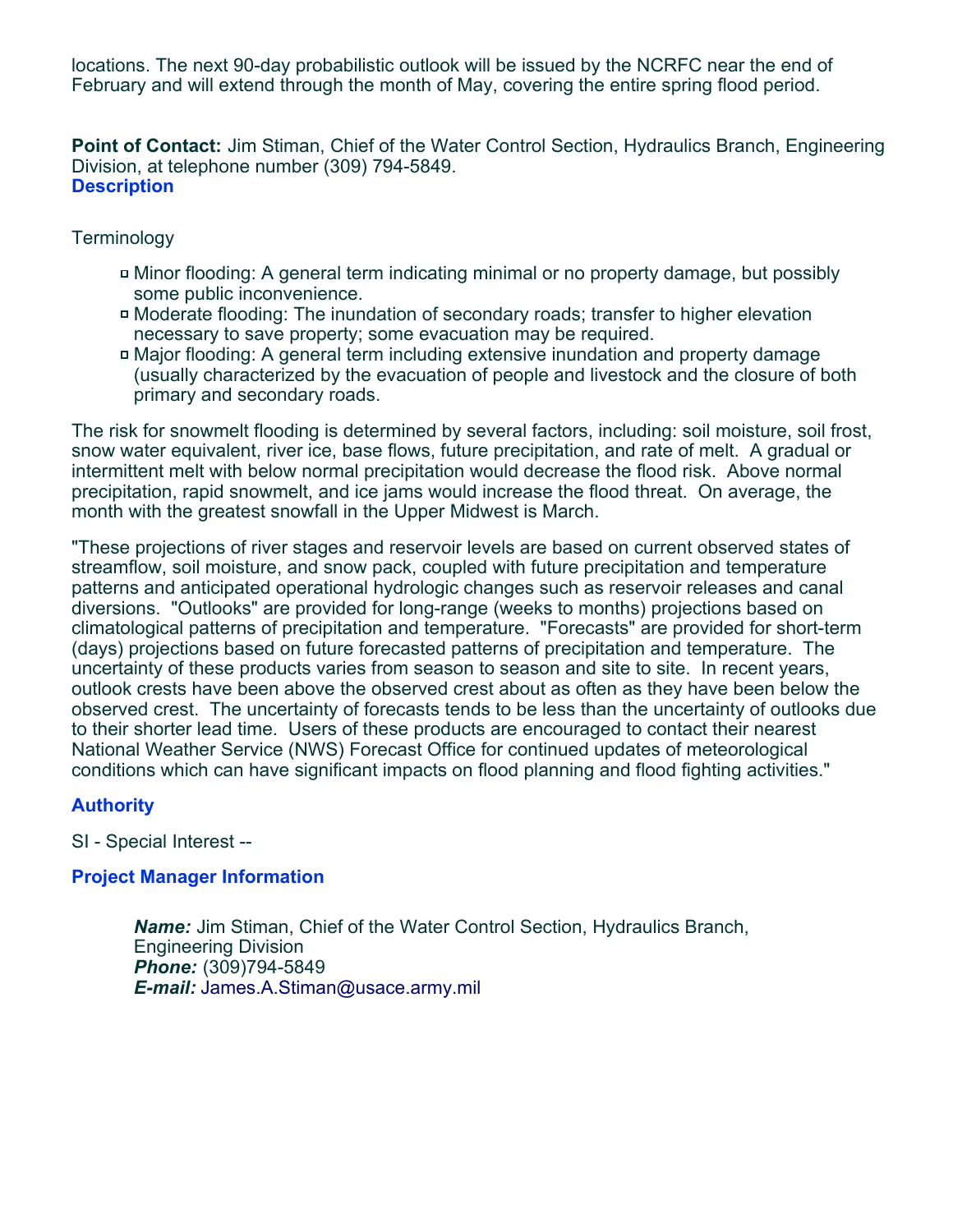locations. The next 90-day probabilistic outlook will be issued by the NCRFC near the end of February and will extend through the month of May, covering the entire spring flood period.

**Point of Contact:** Jim Stiman, Chief of the Water Control Section, Hydraulics Branch, Engineering Division, at telephone number (309) 794-5849.

## Description

Terminology

- Minor flooding: A general term indicating minimal or no property damage, but possibly some public inconvenience.
- Moderate flooding: The inundation of secondary roads; transfer to higher elevation necessary to save property; some evacuation may be required.
- Major flooding: A general term including extensive inundation and property damage (usually characterized by the evacuation of people and livestock and the closure of both primary and secondary roads.

The risk for snowmelt flooding is determined by several factors, including: soil moisture, soil frost, snow water equivalent, river ice, base flows, future precipitation, and rate of melt. A gradual or intermittent melt with below normal precipitation would decrease the flood risk. Above normal precipitation, rapid snowmelt, and ice jams would increase the flood threat. On average, the month with the greatest snowfall in the Upper Midwest is March.

"These projections of river stages and reservoir levels are based on current observed states of streamflow, soil moisture, and snow pack, coupled with future precipitation and temperature patterns and anticipated operational hydrologic changes such as reservoir releases and canal diversions. "Outlooks" are provided for long-range (weeks to months) projections based on climatological patterns of precipitation and temperature. "Forecasts" are provided for short-term (days) projections based on future forecasted patterns of precipitation and temperature. The uncertainty of these products varies from season to season and site to site. In recent years, outlook crests have been above the observed crest about as often as they have been below the observed crest. The uncertainty of forecasts tends to be less than the uncertainty of outlooks due to their shorter lead time. Users of these products are encouraged to contact their nearest National Weather Service (NWS) Forecast Office for continued updates of meteorological conditions which can have significant impacts on flood planning and flood fighting activities."

## Authority

SI - Special Interest --

## Project Manager Information

***Name:*** Jim Stiman, Chief of the Water Control Section, Hydraulics Branch, Engineering Division
***Phone:*** (309)794-5849
***E-mail:*** James.A.Stiman@usace.army.mil